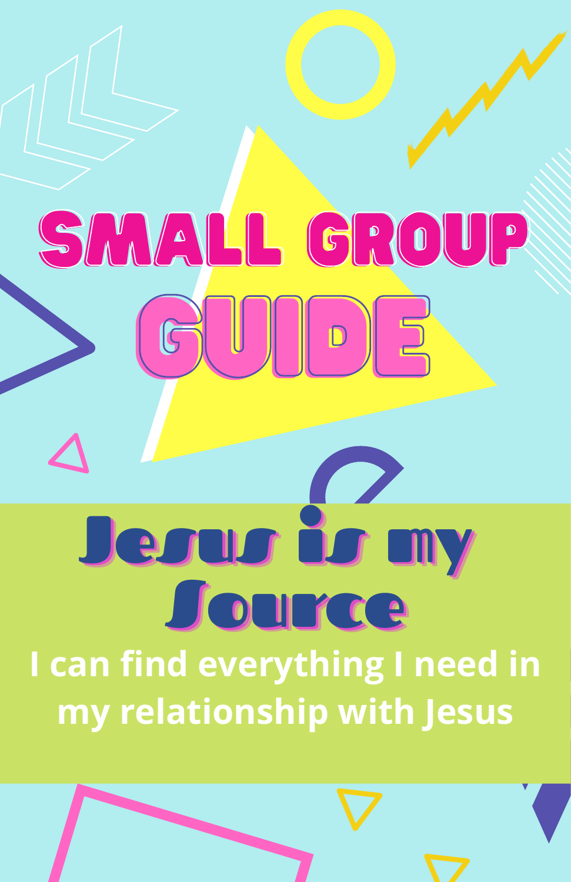# SMALL GROUP GUIDE

## Jesus is my Source

I can find everything I need in my relationship with Jesus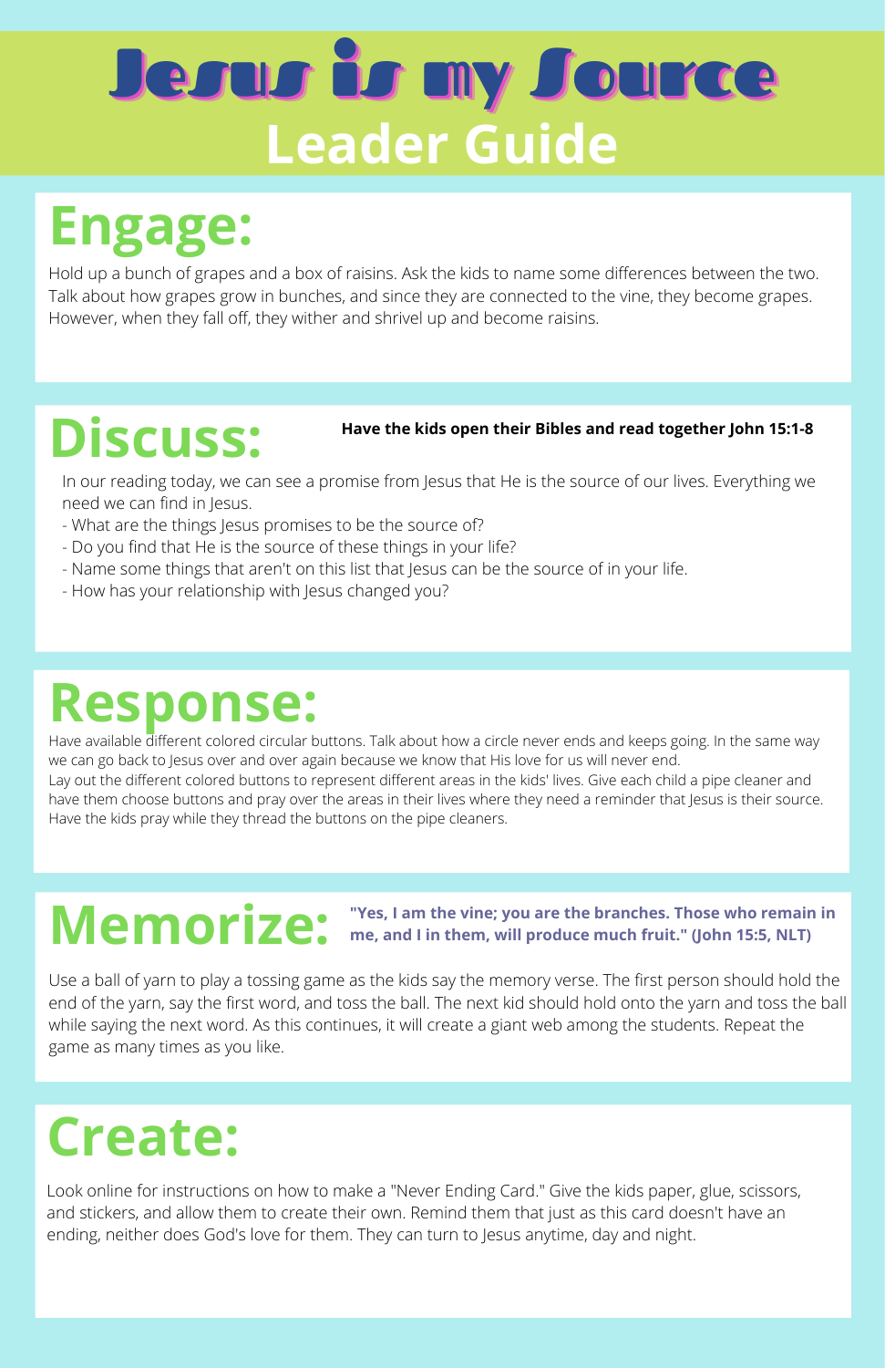# Jesus is my Source

## Leader Guide

## Engage:

Hold up a bunch of grapes and a box of raisins. Ask the kids to name some differences between the two. Talk about how grapes grow in bunches, and since they are connected to the vine, they become grapes. However, when they fall off, they wither and shrivel up and become raisins.

## Discuss:

**Have the kids open their Bibles and read together John 15:1-8**

In our reading today, we can see a promise from Jesus that He is the source of our lives. Everything we need we can find in Jesus.

- What are the things Jesus promises to be the source of?
- Do you find that He is the source of these things in your life?
- Name some things that aren't on this list that Jesus can be the source of in your life.
- How has your relationship with Jesus changed you?

## Response:

Have available different colored circular buttons. Talk about how a circle never ends and keeps going. In the same way we can go back to Jesus over and over again because we know that His love for us will never end.

Lay out the different colored buttons to represent different areas in the kids' lives. Give each child a pipe cleaner and have them choose buttons and pray over the areas in their lives where they need a reminder that Jesus is their source. Have the kids pray while they thread the buttons on the pipe cleaners.

## Memorize:

**"Yes, I am the vine; you are the branches. Those who remain in me, and I in them, will produce much fruit." (John 15:5, NLT)**

Use a ball of yarn to play a tossing game as the kids say the memory verse. The first person should hold the end of the yarn, say the first word, and toss the ball. The next kid should hold onto the yarn and toss the ball while saying the next word. As this continues, it will create a giant web among the students. Repeat the game as many times as you like.

## Create:

Look online for instructions on how to make a "Never Ending Card." Give the kids paper, glue, scissors, and stickers, and allow them to create their own. Remind them that just as this card doesn't have an ending, neither does God's love for them. They can turn to Jesus anytime, day and night.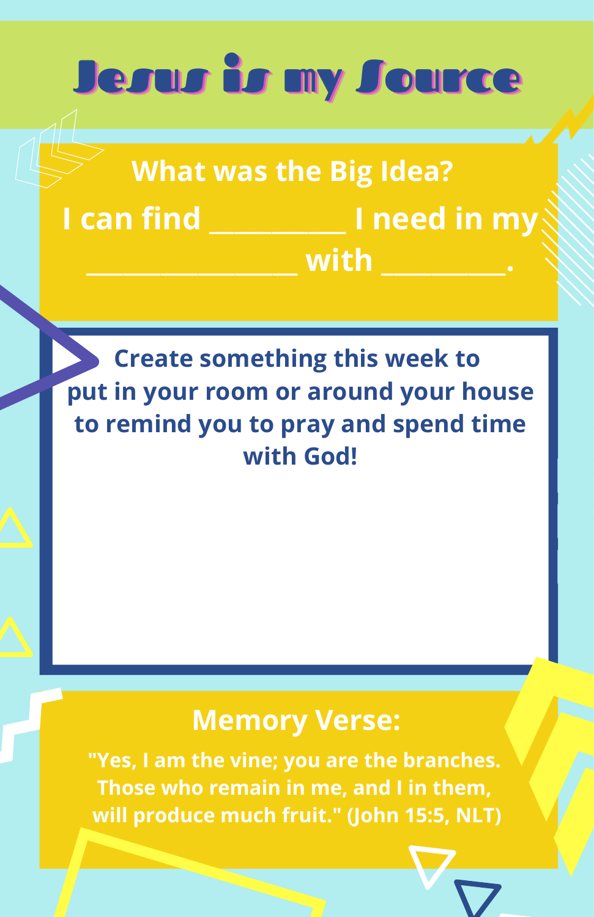# Jesus is my Source

## What was the Big Idea?

**I can find __________ I need in my ________________ with _________.**

**Create something this week to put in your room or around your house to remind you to pray and spend time with God!**

## Memory Verse:

**"Yes, I am the vine; you are the branches. Those who remain in me, and I in them, will produce much fruit." (John 15:5, NLT)**